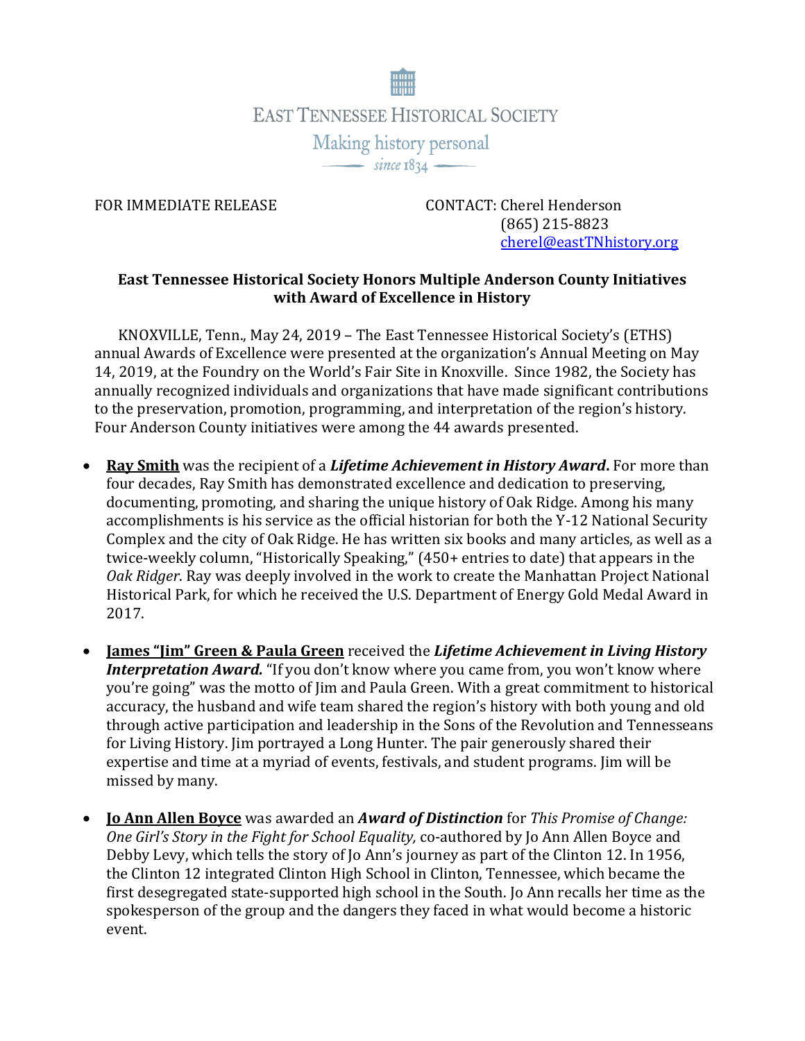EAST TENNESSEE HISTORICAL SOCIETY

Making history personal

since 1834

FOR IMMEDIATE RELEASE

CONTACT: Cherel Henderson
(865) 215-8823
cherel@eastTNhistory.org

**East Tennessee Historical Society Honors Multiple Anderson County Initiatives with Award of Excellence in History**

KNOXVILLE, Tenn., May 24, 2019 – The East Tennessee Historical Society's (ETHS) annual Awards of Excellence were presented at the organization's Annual Meeting on May 14, 2019, at the Foundry on the World's Fair Site in Knoxville. Since 1982, the Society has annually recognized individuals and organizations that have made significant contributions to the preservation, promotion, programming, and interpretation of the region's history. Four Anderson County initiatives were among the 44 awards presented.

- **Ray Smith** was the recipient of a ***Lifetime Achievement in History Award*.** For more than four decades, Ray Smith has demonstrated excellence and dedication to preserving, documenting, promoting, and sharing the unique history of Oak Ridge. Among his many accomplishments is his service as the official historian for both the Y-12 National Security Complex and the city of Oak Ridge. He has written six books and many articles, as well as a twice-weekly column, "Historically Speaking," (450+ entries to date) that appears in the *Oak Ridger*. Ray was deeply involved in the work to create the Manhattan Project National Historical Park, for which he received the U.S. Department of Energy Gold Medal Award in 2017.

- **James "Jim" Green & Paula Green** received the ***Lifetime Achievement in Living History Interpretation Award.*** "If you don't know where you came from, you won't know where you're going" was the motto of Jim and Paula Green. With a great commitment to historical accuracy, the husband and wife team shared the region's history with both young and old through active participation and leadership in the Sons of the Revolution and Tennesseans for Living History. Jim portrayed a Long Hunter. The pair generously shared their expertise and time at a myriad of events, festivals, and student programs. Jim will be missed by many.

- **Jo Ann Allen Boyce** was awarded an ***Award of Distinction*** for *This Promise of Change: One Girl's Story in the Fight for School Equality,* co-authored by Jo Ann Allen Boyce and Debby Levy, which tells the story of Jo Ann's journey as part of the Clinton 12. In 1956, the Clinton 12 integrated Clinton High School in Clinton, Tennessee, which became the first desegregated state-supported high school in the South. Jo Ann recalls her time as the spokesperson of the group and the dangers they faced in what would become a historic event.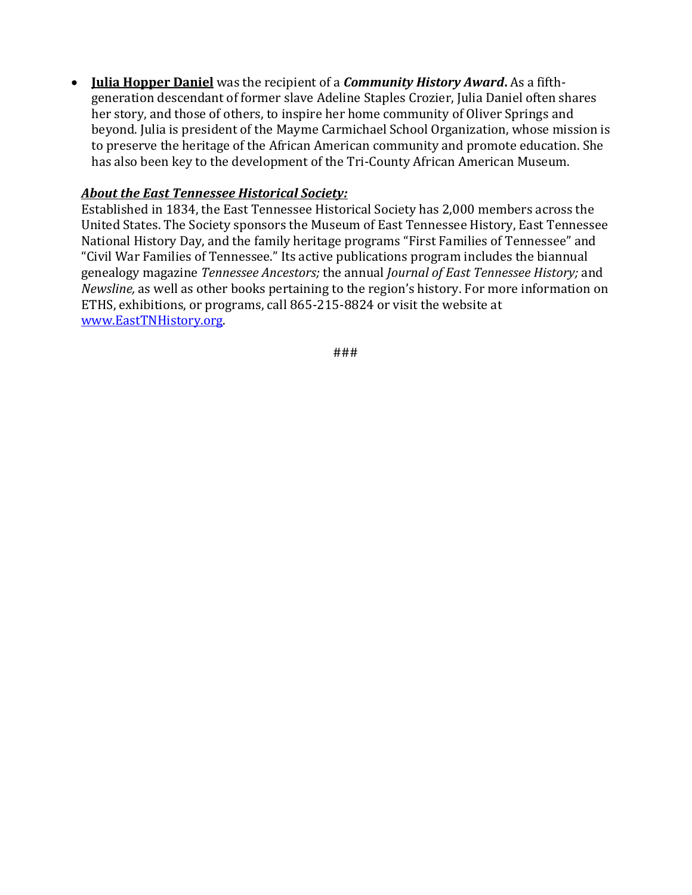- **Julia Hopper Daniel** was the recipient of a ***Community History Award***. As a fifth-generation descendant of former slave Adeline Staples Crozier, Julia Daniel often shares her story, and those of others, to inspire her home community of Oliver Springs and beyond. Julia is president of the Mayme Carmichael School Organization, whose mission is to preserve the heritage of the African American community and promote education. She has also been key to the development of the Tri-County African American Museum.

***About the East Tennessee Historical Society:***
Established in 1834, the East Tennessee Historical Society has 2,000 members across the United States. The Society sponsors the Museum of East Tennessee History, East Tennessee National History Day, and the family heritage programs "First Families of Tennessee" and "Civil War Families of Tennessee." Its active publications program includes the biannual genealogy magazine *Tennessee Ancestors;* the annual *Journal of East Tennessee History;* and *Newsline,* as well as other books pertaining to the region's history. For more information on ETHS, exhibitions, or programs, call 865-215-8824 or visit the website at www.EastTNHistory.org.

###